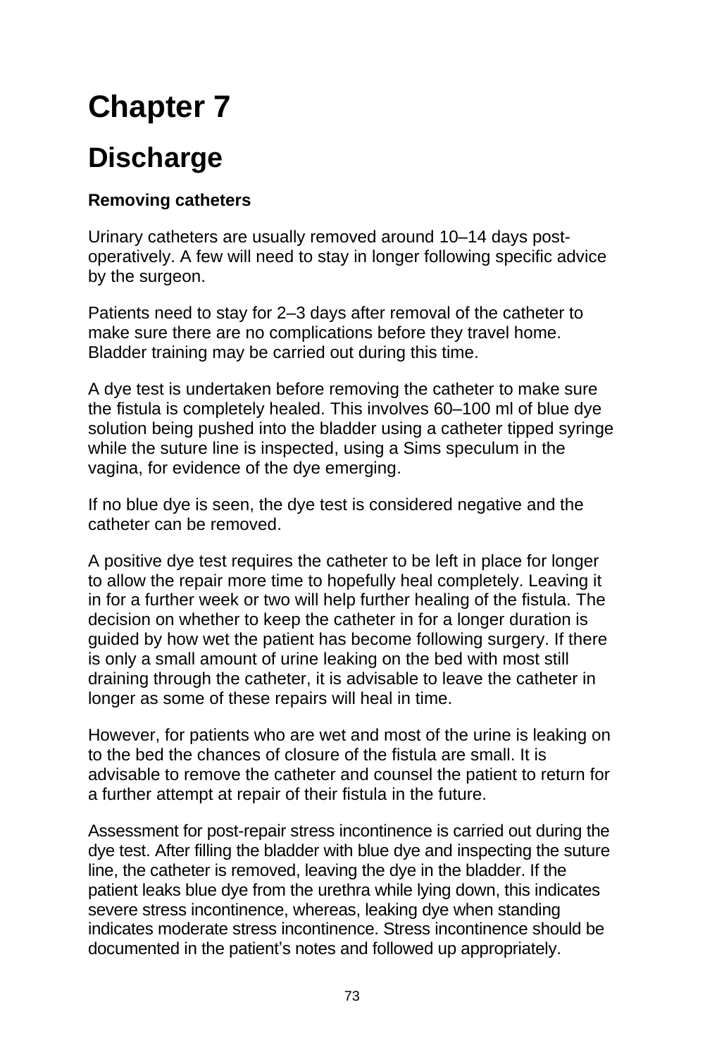# Chapter 7

# Discharge

### Removing catheters

Urinary catheters are usually removed around 10–14 days post-operatively. A few will need to stay in longer following specific advice by the surgeon.

Patients need to stay for 2–3 days after removal of the catheter to make sure there are no complications before they travel home. Bladder training may be carried out during this time.

A dye test is undertaken before removing the catheter to make sure the fistula is completely healed. This involves 60–100 ml of blue dye solution being pushed into the bladder using a catheter tipped syringe while the suture line is inspected, using a Sims speculum in the vagina, for evidence of the dye emerging.

If no blue dye is seen, the dye test is considered negative and the catheter can be removed.

A positive dye test requires the catheter to be left in place for longer to allow the repair more time to hopefully heal completely. Leaving it in for a further week or two will help further healing of the fistula. The decision on whether to keep the catheter in for a longer duration is guided by how wet the patient has become following surgery. If there is only a small amount of urine leaking on the bed with most still draining through the catheter, it is advisable to leave the catheter in longer as some of these repairs will heal in time.

However, for patients who are wet and most of the urine is leaking on to the bed the chances of closure of the fistula are small. It is advisable to remove the catheter and counsel the patient to return for a further attempt at repair of their fistula in the future.

Assessment for post-repair stress incontinence is carried out during the dye test. After filling the bladder with blue dye and inspecting the suture line, the catheter is removed, leaving the dye in the bladder. If the patient leaks blue dye from the urethra while lying down, this indicates severe stress incontinence, whereas, leaking dye when standing indicates moderate stress incontinence. Stress incontinence should be documented in the patient's notes and followed up appropriately.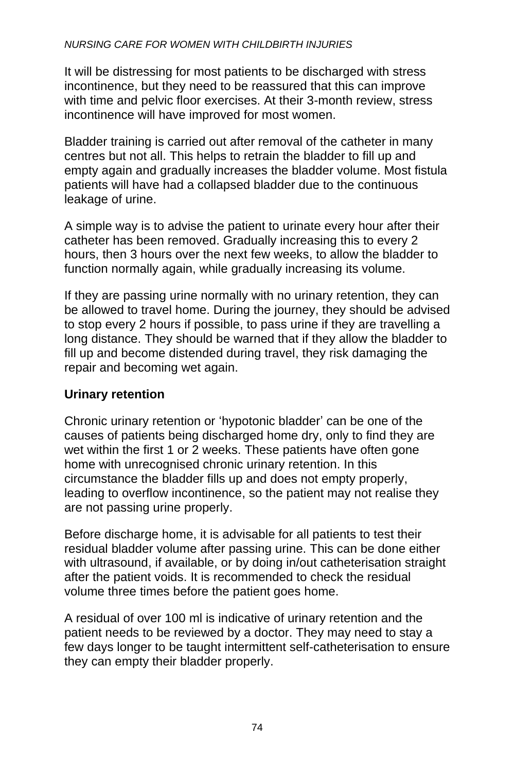It will be distressing for most patients to be discharged with stress incontinence, but they need to be reassured that this can improve with time and pelvic floor exercises. At their 3-month review, stress incontinence will have improved for most women.

Bladder training is carried out after removal of the catheter in many centres but not all. This helps to retrain the bladder to fill up and empty again and gradually increases the bladder volume. Most fistula patients will have had a collapsed bladder due to the continuous leakage of urine.

A simple way is to advise the patient to urinate every hour after their catheter has been removed. Gradually increasing this to every 2 hours, then 3 hours over the next few weeks, to allow the bladder to function normally again, while gradually increasing its volume.

If they are passing urine normally with no urinary retention, they can be allowed to travel home. During the journey, they should be advised to stop every 2 hours if possible, to pass urine if they are travelling a long distance. They should be warned that if they allow the bladder to fill up and become distended during travel, they risk damaging the repair and becoming wet again.

**Urinary retention**

Chronic urinary retention or 'hypotonic bladder' can be one of the causes of patients being discharged home dry, only to find they are wet within the first 1 or 2 weeks. These patients have often gone home with unrecognised chronic urinary retention. In this circumstance the bladder fills up and does not empty properly, leading to overflow incontinence, so the patient may not realise they are not passing urine properly.

Before discharge home, it is advisable for all patients to test their residual bladder volume after passing urine. This can be done either with ultrasound, if available, or by doing in/out catheterisation straight after the patient voids. It is recommended to check the residual volume three times before the patient goes home.

A residual of over 100 ml is indicative of urinary retention and the patient needs to be reviewed by a doctor. They may need to stay a few days longer to be taught intermittent self-catheterisation to ensure they can empty their bladder properly.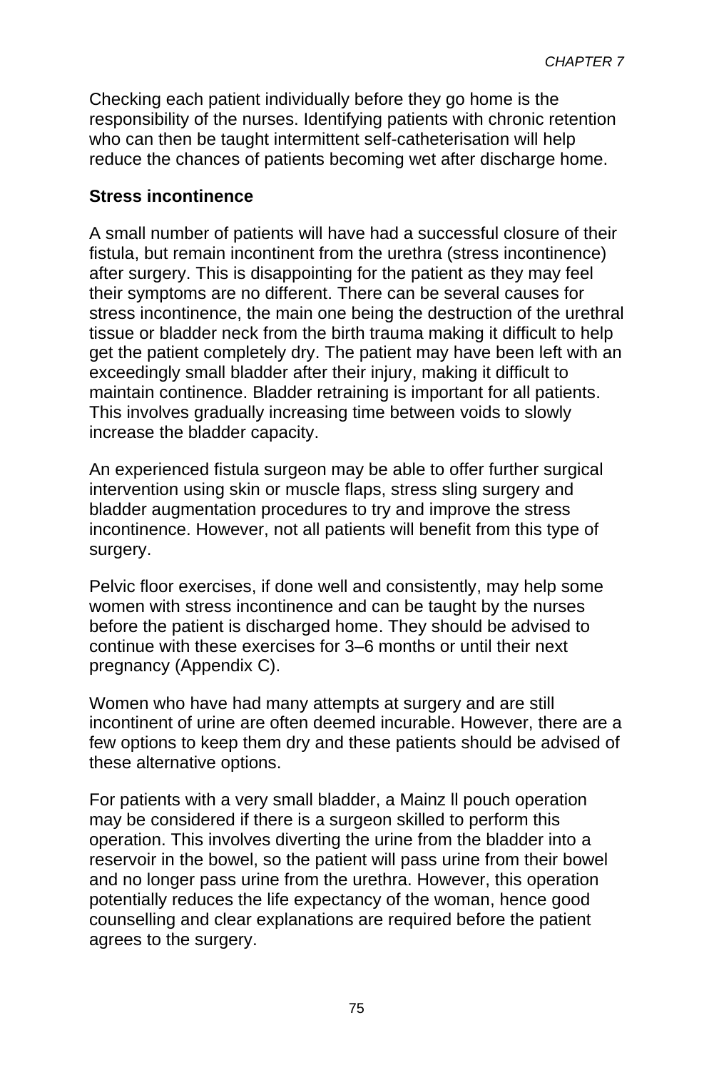Checking each patient individually before they go home is the responsibility of the nurses. Identifying patients with chronic retention who can then be taught intermittent self-catheterisation will help reduce the chances of patients becoming wet after discharge home.

**Stress incontinence**

A small number of patients will have had a successful closure of their fistula, but remain incontinent from the urethra (stress incontinence) after surgery. This is disappointing for the patient as they may feel their symptoms are no different. There can be several causes for stress incontinence, the main one being the destruction of the urethral tissue or bladder neck from the birth trauma making it difficult to help get the patient completely dry. The patient may have been left with an exceedingly small bladder after their injury, making it difficult to maintain continence. Bladder retraining is important for all patients. This involves gradually increasing time between voids to slowly increase the bladder capacity.

An experienced fistula surgeon may be able to offer further surgical intervention using skin or muscle flaps, stress sling surgery and bladder augmentation procedures to try and improve the stress incontinence. However, not all patients will benefit from this type of surgery.

Pelvic floor exercises, if done well and consistently, may help some women with stress incontinence and can be taught by the nurses before the patient is discharged home. They should be advised to continue with these exercises for 3–6 months or until their next pregnancy (Appendix C).

Women who have had many attempts at surgery and are still incontinent of urine are often deemed incurable. However, there are a few options to keep them dry and these patients should be advised of these alternative options.

For patients with a very small bladder, a Mainz ll pouch operation may be considered if there is a surgeon skilled to perform this operation. This involves diverting the urine from the bladder into a reservoir in the bowel, so the patient will pass urine from their bowel and no longer pass urine from the urethra. However, this operation potentially reduces the life expectancy of the woman, hence good counselling and clear explanations are required before the patient agrees to the surgery.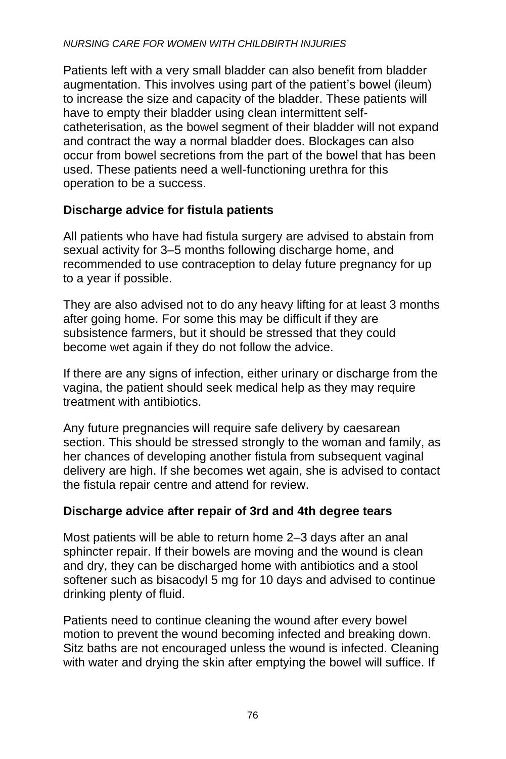Patients left with a very small bladder can also benefit from bladder augmentation. This involves using part of the patient's bowel (ileum) to increase the size and capacity of the bladder. These patients will have to empty their bladder using clean intermittent self-catheterisation, as the bowel segment of their bladder will not expand and contract the way a normal bladder does. Blockages can also occur from bowel secretions from the part of the bowel that has been used. These patients need a well-functioning urethra for this operation to be a success.

## Discharge advice for fistula patients

All patients who have had fistula surgery are advised to abstain from sexual activity for 3–5 months following discharge home, and recommended to use contraception to delay future pregnancy for up to a year if possible.

They are also advised not to do any heavy lifting for at least 3 months after going home. For some this may be difficult if they are subsistence farmers, but it should be stressed that they could become wet again if they do not follow the advice.

If there are any signs of infection, either urinary or discharge from the vagina, the patient should seek medical help as they may require treatment with antibiotics.

Any future pregnancies will require safe delivery by caesarean section. This should be stressed strongly to the woman and family, as her chances of developing another fistula from subsequent vaginal delivery are high. If she becomes wet again, she is advised to contact the fistula repair centre and attend for review.

## Discharge advice after repair of 3rd and 4th degree tears

Most patients will be able to return home 2–3 days after an anal sphincter repair. If their bowels are moving and the wound is clean and dry, they can be discharged home with antibiotics and a stool softener such as bisacodyl 5 mg for 10 days and advised to continue drinking plenty of fluid.

Patients need to continue cleaning the wound after every bowel motion to prevent the wound becoming infected and breaking down. Sitz baths are not encouraged unless the wound is infected. Cleaning with water and drying the skin after emptying the bowel will suffice. If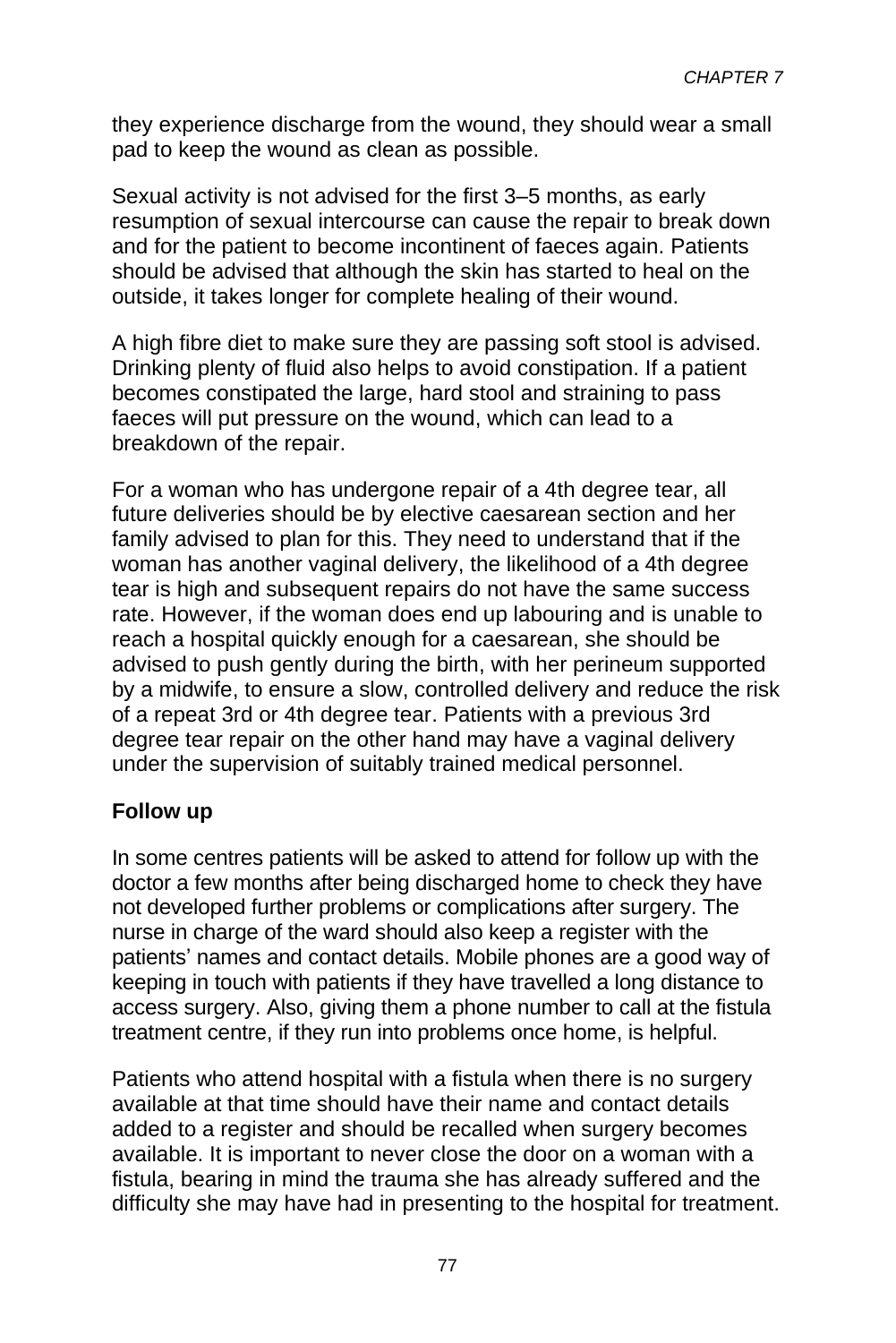they experience discharge from the wound, they should wear a small pad to keep the wound as clean as possible.

Sexual activity is not advised for the first 3–5 months, as early resumption of sexual intercourse can cause the repair to break down and for the patient to become incontinent of faeces again. Patients should be advised that although the skin has started to heal on the outside, it takes longer for complete healing of their wound.

A high fibre diet to make sure they are passing soft stool is advised. Drinking plenty of fluid also helps to avoid constipation. If a patient becomes constipated the large, hard stool and straining to pass faeces will put pressure on the wound, which can lead to a breakdown of the repair.

For a woman who has undergone repair of a 4th degree tear, all future deliveries should be by elective caesarean section and her family advised to plan for this. They need to understand that if the woman has another vaginal delivery, the likelihood of a 4th degree tear is high and subsequent repairs do not have the same success rate. However, if the woman does end up labouring and is unable to reach a hospital quickly enough for a caesarean, she should be advised to push gently during the birth, with her perineum supported by a midwife, to ensure a slow, controlled delivery and reduce the risk of a repeat 3rd or 4th degree tear. Patients with a previous 3rd degree tear repair on the other hand may have a vaginal delivery under the supervision of suitably trained medical personnel.

**Follow up**

In some centres patients will be asked to attend for follow up with the doctor a few months after being discharged home to check they have not developed further problems or complications after surgery. The nurse in charge of the ward should also keep a register with the patients' names and contact details. Mobile phones are a good way of keeping in touch with patients if they have travelled a long distance to access surgery. Also, giving them a phone number to call at the fistula treatment centre, if they run into problems once home, is helpful.

Patients who attend hospital with a fistula when there is no surgery available at that time should have their name and contact details added to a register and should be recalled when surgery becomes available. It is important to never close the door on a woman with a fistula, bearing in mind the trauma she has already suffered and the difficulty she may have had in presenting to the hospital for treatment.